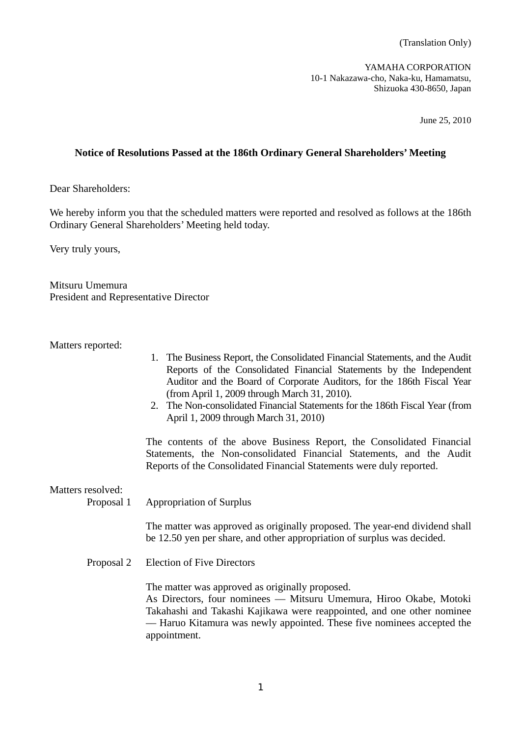(Translation Only)

YAMAHA CORPORATION
10-1 Nakazawa-cho, Naka-ku, Hamamatsu,
Shizuoka 430-8650, Japan

June 25, 2010

**Notice of Resolutions Passed at the 186th Ordinary General Shareholders' Meeting**

Dear Shareholders:

We hereby inform you that the scheduled matters were reported and resolved as follows at the 186th Ordinary General Shareholders' Meeting held today.

Very truly yours,

Mitsuru Umemura
President and Representative Director

Matters reported:

1. The Business Report, the Consolidated Financial Statements, and the Audit Reports of the Consolidated Financial Statements by the Independent Auditor and the Board of Corporate Auditors, for the 186th Fiscal Year (from April 1, 2009 through March 31, 2010).
2. The Non-consolidated Financial Statements for the 186th Fiscal Year (from April 1, 2009 through March 31, 2010)

The contents of the above Business Report, the Consolidated Financial Statements, the Non-consolidated Financial Statements, and the Audit Reports of the Consolidated Financial Statements were duly reported.

Matters resolved:

Proposal 1 Appropriation of Surplus

The matter was approved as originally proposed. The year-end dividend shall be 12.50 yen per share, and other appropriation of surplus was decided.

Proposal 2 Election of Five Directors

The matter was approved as originally proposed.
As Directors, four nominees — Mitsuru Umemura, Hiroo Okabe, Motoki Takahashi and Takashi Kajikawa were reappointed, and one other nominee — Haruo Kitamura was newly appointed. These five nominees accepted the appointment.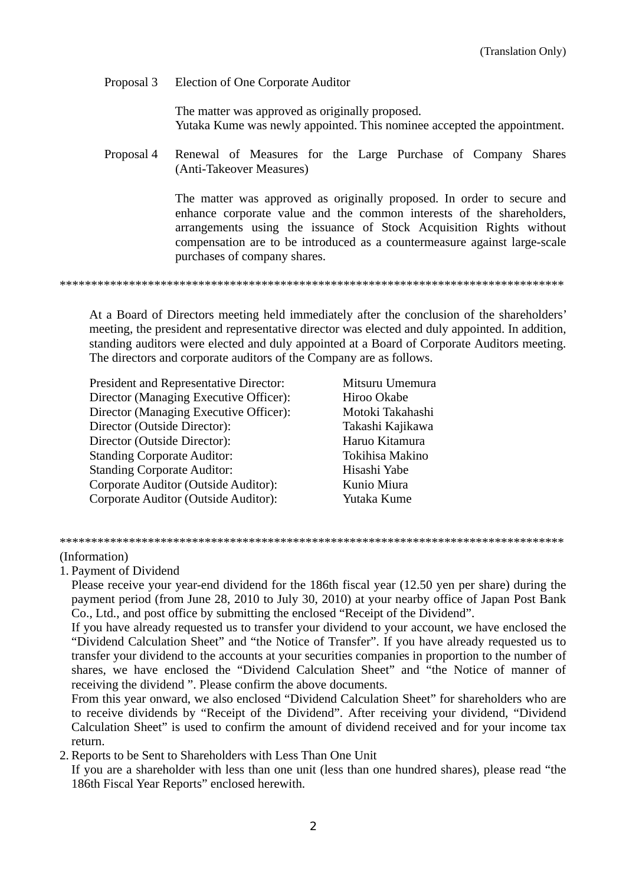(Translation Only)

Proposal 3 Election of One Corporate Auditor

The matter was approved as originally proposed.
Yutaka Kume was newly appointed. This nominee accepted the appointment.

Proposal 4 Renewal of Measures for the Large Purchase of Company Shares (Anti-Takeover Measures)

The matter was approved as originally proposed. In order to secure and enhance corporate value and the common interests of the shareholders, arrangements using the issuance of Stock Acquisition Rights without compensation are to be introduced as a countermeasure against large-scale purchases of company shares.

\*\*\*\*\*\*\*\*\*\*\*\*\*\*\*\*\*\*\*\*\*\*\*\*\*\*\*\*\*\*\*\*\*\*\*\*\*\*\*\*\*\*\*\*\*\*\*\*\*\*\*\*\*\*\*\*\*\*\*\*\*\*\*\*\*\*\*\*\*\*\*\*\*\*\*\*\*\*\*\*

At a Board of Directors meeting held immediately after the conclusion of the shareholders' meeting, the president and representative director was elected and duly appointed. In addition, standing auditors were elected and duly appointed at a Board of Corporate Auditors meeting. The directors and corporate auditors of the Company are as follows.

| | |
|---|---|
| President and Representative Director: | Mitsuru Umemura |
| Director (Managing Executive Officer): | Hiroo Okabe |
| Director (Managing Executive Officer): | Motoki Takahashi |
| Director (Outside Director): | Takashi Kajikawa |
| Director (Outside Director): | Haruo Kitamura |
| Standing Corporate Auditor: | Tokihisa Makino |
| Standing Corporate Auditor: | Hisashi Yabe |
| Corporate Auditor (Outside Auditor): | Kunio Miura |
| Corporate Auditor (Outside Auditor): | Yutaka Kume |

\*\*\*\*\*\*\*\*\*\*\*\*\*\*\*\*\*\*\*\*\*\*\*\*\*\*\*\*\*\*\*\*\*\*\*\*\*\*\*\*\*\*\*\*\*\*\*\*\*\*\*\*\*\*\*\*\*\*\*\*\*\*\*\*\*\*\*\*\*\*\*\*\*\*\*\*\*\*\*\*

(Information)

1. Payment of Dividend

   Please receive your year-end dividend for the 186th fiscal year (12.50 yen per share) during the payment period (from June 28, 2010 to July 30, 2010) at your nearby office of Japan Post Bank Co., Ltd., and post office by submitting the enclosed "Receipt of the Dividend".

   If you have already requested us to transfer your dividend to your account, we have enclosed the "Dividend Calculation Sheet" and "the Notice of Transfer". If you have already requested us to transfer your dividend to the accounts at your securities companies in proportion to the number of shares, we have enclosed the "Dividend Calculation Sheet" and "the Notice of manner of receiving the dividend ". Please confirm the above documents.

   From this year onward, we also enclosed "Dividend Calculation Sheet" for shareholders who are to receive dividends by "Receipt of the Dividend". After receiving your dividend, "Dividend Calculation Sheet" is used to confirm the amount of dividend received and for your income tax return.

2. Reports to be Sent to Shareholders with Less Than One Unit

   If you are a shareholder with less than one unit (less than one hundred shares), please read "the 186th Fiscal Year Reports" enclosed herewith.